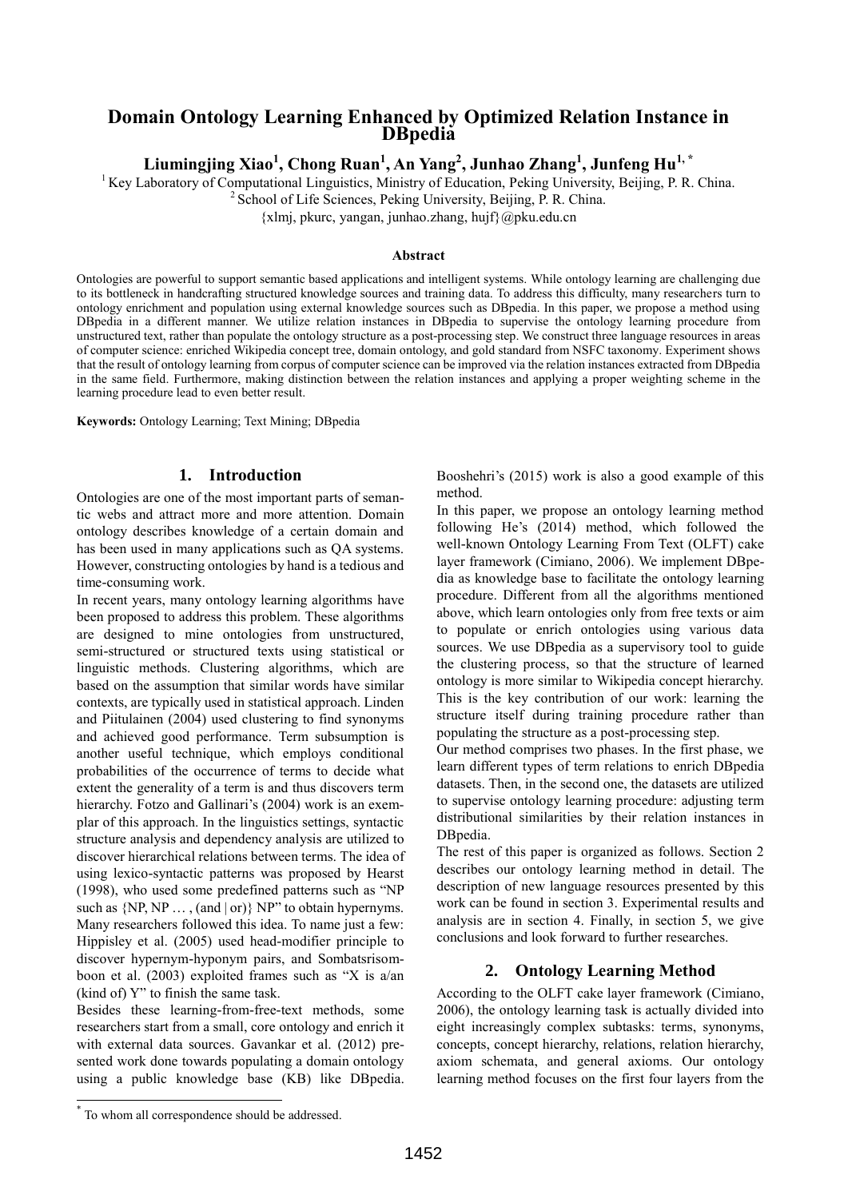# Domain Ontology Learning Enhanced by Optimized Relation Instance in DBpedia

**Liumingjing Xiao[1], Chong Ruan[1], An Yang[2], Junhao Zhang[1], Junfeng Hu[1,*]**

[1] Key Laboratory of Computational Linguistics, Ministry of Education, Peking University, Beijing, P. R. China.
[2] School of Life Sciences, Peking University, Beijing, P. R. China.
{xlmj, pkurc, yangan, junhao.zhang, hujf}@pku.edu.cn

### Abstract

Ontologies are powerful to support semantic based applications and intelligent systems. While ontology learning are challenging due to its bottleneck in handcrafting structured knowledge sources and training data. To address this difficulty, many researchers turn to ontology enrichment and population using external knowledge sources such as DBpedia. In this paper, we propose a method using DBpedia in a different manner. We utilize relation instances in DBpedia to supervise the ontology learning procedure from unstructured text, rather than populate the ontology structure as a post-processing step. We construct three language resources in areas of computer science: enriched Wikipedia concept tree, domain ontology, and gold standard from NSFC taxonomy. Experiment shows that the result of ontology learning from corpus of computer science can be improved via the relation instances extracted from DBpedia in the same field. Furthermore, making distinction between the relation instances and applying a proper weighting scheme in the learning procedure lead to even better result.

**Keywords:** Ontology Learning; Text Mining; DBpedia

## 1. Introduction

Ontologies are one of the most important parts of semantic webs and attract more and more attention. Domain ontology describes knowledge of a certain domain and has been used in many applications such as QA systems. However, constructing ontologies by hand is a tedious and time-consuming work.

In recent years, many ontology learning algorithms have been proposed to address this problem. These algorithms are designed to mine ontologies from unstructured, semi-structured or structured texts using statistical or linguistic methods. Clustering algorithms, which are based on the assumption that similar words have similar contexts, are typically used in statistical approach. Linden and Piitulainen (2004) used clustering to find synonyms and achieved good performance. Term subsumption is another useful technique, which employs conditional probabilities of the occurrence of terms to decide what extent the generality of a term is and thus discovers term hierarchy. Fotzo and Gallinari's (2004) work is an exemplar of this approach. In the linguistics settings, syntactic structure analysis and dependency analysis are utilized to discover hierarchical relations between terms. The idea of using lexico-syntactic patterns was proposed by Hearst (1998), who used some predefined patterns such as "NP such as {NP, NP … , (and | or)} NP" to obtain hypernyms. Many researchers followed this idea. To name just a few: Hippisley et al. (2005) used head-modifier principle to discover hypernym-hyponym pairs, and Sombatsrisomboon et al. (2003) exploited frames such as "X is a/an (kind of) Y" to finish the same task.

Besides these learning-from-free-text methods, some researchers start from a small, core ontology and enrich it with external data sources. Gavankar et al. (2012) presented work done towards populating a domain ontology using a public knowledge base (KB) like DBpedia. Booshehri's (2015) work is also a good example of this method.

In this paper, we propose an ontology learning method following He's (2014) method, which followed the well-known Ontology Learning From Text (OLFT) cake layer framework (Cimiano, 2006). We implement DBpedia as knowledge base to facilitate the ontology learning procedure. Different from all the algorithms mentioned above, which learn ontologies only from free texts or aim to populate or enrich ontologies using various data sources. We use DBpedia as a supervisory tool to guide the clustering process, so that the structure of learned ontology is more similar to Wikipedia concept hierarchy. This is the key contribution of our work: learning the structure itself during training procedure rather than populating the structure as a post-processing step.

Our method comprises two phases. In the first phase, we learn different types of term relations to enrich DBpedia datasets. Then, in the second one, the datasets are utilized to supervise ontology learning procedure: adjusting term distributional similarities by their relation instances in DBpedia.

The rest of this paper is organized as follows. Section 2 describes our ontology learning method in detail. The description of new language resources presented by this work can be found in section 3. Experimental results and analysis are in section 4. Finally, in section 5, we give conclusions and look forward to further researches.

## 2. Ontology Learning Method

According to the OLFT cake layer framework (Cimiano, 2006), the ontology learning task is actually divided into eight increasingly complex subtasks: terms, synonyms, concepts, concept hierarchy, relations, relation hierarchy, axiom schemata, and general axioms. Our ontology learning method focuses on the first four layers from the

[*] To whom all correspondence should be addressed.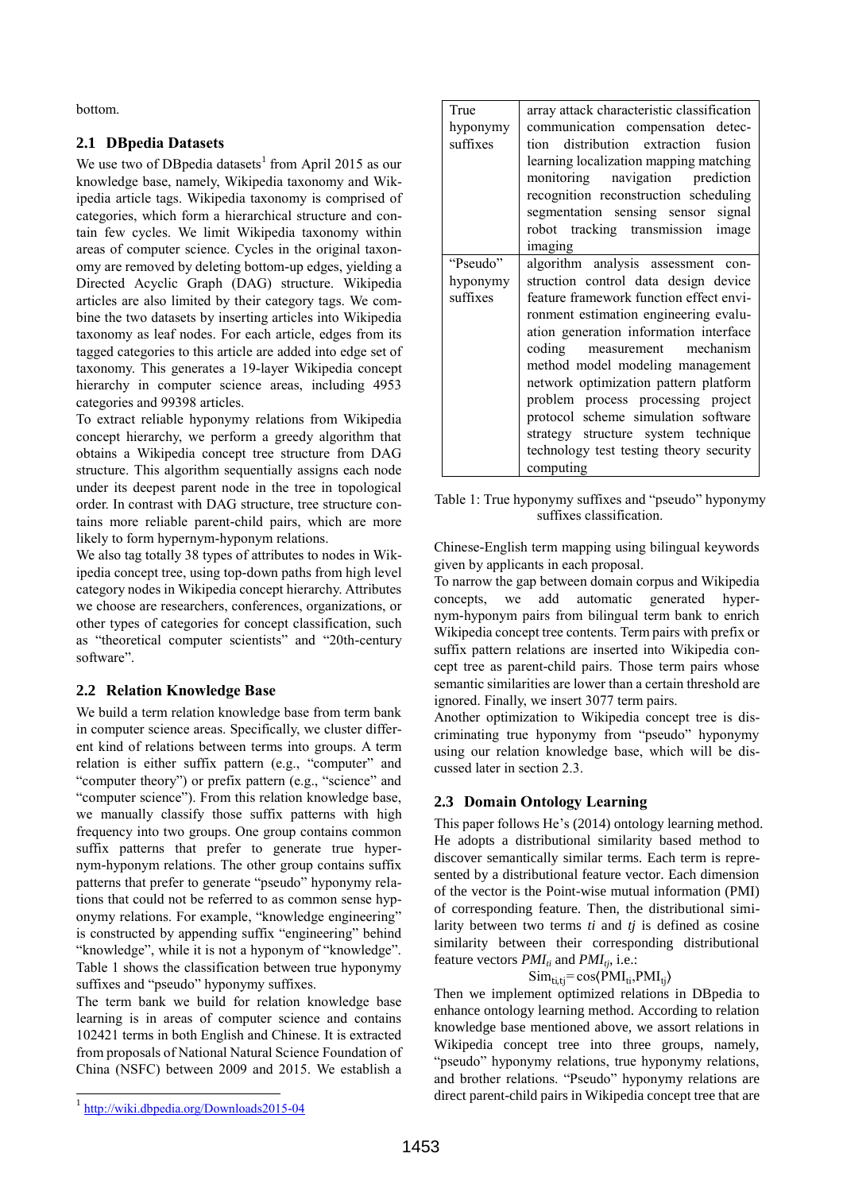bottom.

## 2.1 DBpedia Datasets

We use two of DBpedia datasets[1] from April 2015 as our knowledge base, namely, Wikipedia taxonomy and Wikipedia article tags. Wikipedia taxonomy is comprised of categories, which form a hierarchical structure and contain few cycles. We limit Wikipedia taxonomy within areas of computer science. Cycles in the original taxonomy are removed by deleting bottom-up edges, yielding a Directed Acyclic Graph (DAG) structure. Wikipedia articles are also limited by their category tags. We combine the two datasets by inserting articles into Wikipedia taxonomy as leaf nodes. For each article, edges from its tagged categories to this article are added into edge set of taxonomy. This generates a 19-layer Wikipedia concept hierarchy in computer science areas, including 4953 categories and 99398 articles.

To extract reliable hyponymy relations from Wikipedia concept hierarchy, we perform a greedy algorithm that obtains a Wikipedia concept tree structure from DAG structure. This algorithm sequentially assigns each node under its deepest parent node in the tree in topological order. In contrast with DAG structure, tree structure contains more reliable parent-child pairs, which are more likely to form hypernym-hyponym relations.

We also tag totally 38 types of attributes to nodes in Wikipedia concept tree, using top-down paths from high level category nodes in Wikipedia concept hierarchy. Attributes we choose are researchers, conferences, organizations, or other types of categories for concept classification, such as "theoretical computer scientists" and "20th-century software".

## 2.2 Relation Knowledge Base

We build a term relation knowledge base from term bank in computer science areas. Specifically, we cluster different kind of relations between terms into groups. A term relation is either suffix pattern (e.g., "computer" and "computer theory") or prefix pattern (e.g., "science" and "computer science"). From this relation knowledge base, we manually classify those suffix patterns with high frequency into two groups. One group contains common suffix patterns that prefer to generate true hypernym-hyponym relations. The other group contains suffix patterns that prefer to generate "pseudo" hyponymy relations that could not be referred to as common sense hyponymy relations. For example, "knowledge engineering" is constructed by appending suffix "engineering" behind "knowledge", while it is not a hyponym of "knowledge". Table 1 shows the classification between true hyponymy suffixes and "pseudo" hyponymy suffixes.

The term bank we build for relation knowledge base learning is in areas of computer science and contains 102421 terms in both English and Chinese. It is extracted from proposals of National Natural Science Foundation of China (NSFC) between 2009 and 2015. We establish a Chinese-English term mapping using bilingual keywords given by applicants in each proposal.

| | |
|---|---|
| True hyponymy suffixes | array attack characteristic classification communication compensation detection distribution extraction fusion learning localization mapping matching monitoring navigation prediction recognition reconstruction scheduling segmentation sensing sensor signal robot tracking transmission image imaging |
| "Pseudo" hyponymy suffixes | algorithm analysis assessment construction control data design device feature framework function effect environment estimation engineering evaluation generation information interface coding measurement mechanism method model modeling management network optimization pattern platform problem process processing project protocol scheme simulation software strategy structure system technique technology test testing theory security computing |

Table 1: True hyponymy suffixes and "pseudo" hyponymy suffixes classification.

To narrow the gap between domain corpus and Wikipedia concepts, we add automatic generated hypernym-hyponym pairs from bilingual term bank to enrich Wikipedia concept tree contents. Term pairs with prefix or suffix pattern relations are inserted into Wikipedia concept tree as parent-child pairs. Those term pairs whose semantic similarities are lower than a certain threshold are ignored. Finally, we insert 3077 term pairs.

Another optimization to Wikipedia concept tree is discriminating true hyponymy from "pseudo" hyponymy using our relation knowledge base, which will be discussed later in section 2.3.

## 2.3 Domain Ontology Learning

This paper follows He's (2014) ontology learning method. He adopts a distributional similarity based method to discover semantically similar terms. Each term is represented by a distributional feature vector. Each dimension of the vector is the Point-wise mutual information (PMI) of corresponding feature. Then, the distributional similarity between two terms *ti* and *tj* is defined as cosine similarity between their corresponding distributional feature vectors $PMI_{ti}$ and $PMI_{tj}$, i.e.:

$$\mathrm{Sim}_{ti,tj} = \cos\langle \mathrm{PMI}_{ti}, \mathrm{PMI}_{tj} \rangle$$

Then we implement optimized relations in DBpedia to enhance ontology learning method. According to relation knowledge base mentioned above, we assort relations in Wikipedia concept tree into three groups, namely, "pseudo" hyponymy relations, true hyponymy relations, and brother relations. "Pseudo" hyponymy relations are direct parent-child pairs in Wikipedia concept tree that are

[1] http://wiki.dbpedia.org/Downloads2015-04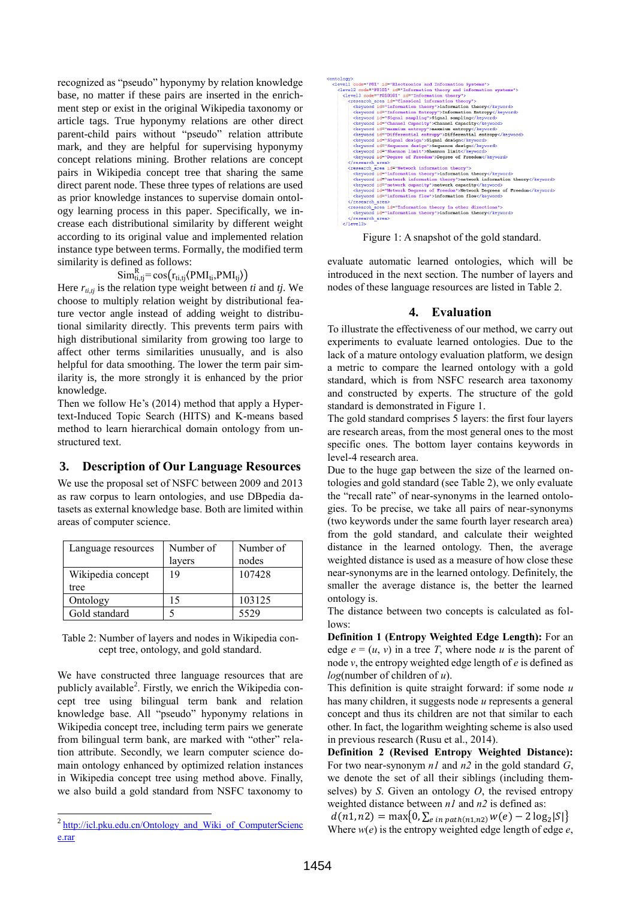recognized as "pseudo" hyponymy by relation knowledge base, no matter if these pairs are inserted in the enrichment step or exist in the original Wikipedia taxonomy or article tags. True hyponymy relations are other direct parent-child pairs without "pseudo" relation attribute mark, and they are helpful for supervising hyponymy concept relations mining. Brother relations are concept pairs in Wikipedia concept tree that sharing the same direct parent node. These three types of relations are used as prior knowledge instances to supervise domain ontology learning process in this paper. Specifically, we increase each distributional similarity by different weight according to its original value and implemented relation instance type between terms. Formally, the modified term similarity is defined as follows:

$$\mathrm{Sim}^{R}_{ti,tj} = \cos\left(r_{ti,tj}\langle \mathrm{PMI}_{ti}, \mathrm{PMI}_{tj}\rangle\right)$$

Here $r_{ti,tj}$ is the relation type weight between *ti* and *tj*. We choose to multiply relation weight by distributional feature vector angle instead of adding weight to distributional similarity directly. This prevents term pairs with high distributional similarity from growing too large to affect other terms similarities unusually, and is also helpful for data smoothing. The lower the term pair similarity is, the more strongly it is enhanced by the prior knowledge.

Then we follow He's (2014) method that apply a Hypertext-Induced Topic Search (HITS) and K-means based method to learn hierarchical domain ontology from unstructured text.

## 3. Description of Our Language Resources

We use the proposal set of NSFC between 2009 and 2013 as raw corpus to learn ontologies, and use DBpedia datasets as external knowledge base. Both are limited within areas of computer science.

| Language resources | Number of layers | Number of nodes |
|---|---|---|
| Wikipedia concept tree | 19 | 107428 |
| Ontology | 15 | 103125 |
| Gold standard | 5 | 5529 |

Table 2: Number of layers and nodes in Wikipedia concept tree, ontology, and gold standard.

We have constructed three language resources that are publicly available[2]. Firstly, we enrich the Wikipedia concept tree using bilingual term bank and relation knowledge base. All "pseudo" hyponymy relations in Wikipedia concept tree, including term pairs we generate from bilingual term bank, are marked with "other" relation attribute. Secondly, we learn computer science domain ontology enhanced by optimized relation instances in Wikipedia concept tree using method above. Finally, we also build a gold standard from NSFC taxonomy to evaluate automatic learned ontologies, which will be introduced in the next section. The number of layers and nodes of these language resources are listed in Table 2.

[2] http://icl.pku.edu.cn/Ontology_and_Wiki_of_ComputerScience.rar

```
<ontology>
  <level1 code="F01" id="Electronics and Information Systems">
    <level2 code="F0101" id="Information theory and information systems">
      <level3 code="F010101" id="Information theory">
        <research_area id="Classical information theory">
          <keyword id="information theory">information theory</keyword>
          <keyword id="Information Entropy">Information Entropy</keyword>
          <keyword id="Signal sampling">Signal sampling</keyword>
          <keyword id="Channel Capacity">Channel Capacity</keyword>
          <keyword id="maximum entropy">maximum entropy</keyword>
          <keyword id="Differential entropy">Differential entropy</keyword>
          <keyword id="Signal design">Signal design</keyword>
          <keyword id="Sequence design">Sequence design</keyword>
          <keyword id="Shannon limit">Shannon limit</keyword>
          <keyword id="Degree of Freedom">Degree of Freedom</keyword>
        </research_area>
        <research_area id="Network information theory">
          <keyword id="information theory">information theory</keyword>
          <keyword id="network information theory">network information theory</keyword>
          <keyword id="network capacity">network capacity</keyword>
          <keyword id="Network Degrees of Freedom">Network Degrees of Freedom</keyword>
          <keyword id="information flow">information flow</keyword>
        </research_area>
        <research_area id="Information theory in other directions">
          <keyword id="information theory">information theory</keyword>
        </research_area>
      </level3>
```

Figure 1: A snapshot of the gold standard.

## 4. Evaluation

To illustrate the effectiveness of our method, we carry out experiments to evaluate learned ontologies. Due to the lack of a mature ontology evaluation platform, we design a metric to compare the learned ontology with a gold standard, which is from NSFC research area taxonomy and constructed by experts. The structure of the gold standard is demonstrated in Figure 1.

The gold standard comprises 5 layers: the first four layers are research areas, from the most general ones to the most specific ones. The bottom layer contains keywords in level-4 research area.

Due to the huge gap between the size of the learned ontologies and gold standard (see Table 2), we only evaluate the "recall rate" of near-synonyms in the learned ontologies. To be precise, we take all pairs of near-synonyms (two keywords under the same fourth layer research area) from the gold standard, and calculate their weighted distance in the learned ontology. Then, the average weighted distance is used as a measure of how close these near-synonyms are in the learned ontology. Definitely, the smaller the average distance is, the better the learned ontology is.

The distance between two concepts is calculated as follows:

**Definition 1 (Entropy Weighted Edge Length):** For an edge $e = (u, v)$ in a tree $T$, where node $u$ is the parent of node $v$, the entropy weighted edge length of $e$ is defined as *log*(number of children of $u$).

This definition is quite straight forward: if some node $u$ has many children, it suggests node $u$ represents a general concept and thus its children are not that similar to each other. In fact, the logarithm weighting scheme is also used in previous research (Rusu et al., 2014).

**Definition 2 (Revised Entropy Weighted Distance):** For two near-synonym $n1$ and $n2$ in the gold standard $G$, we denote the set of all their siblings (including themselves) by $S$. Given an ontology $O$, the revised entropy weighted distance between $n1$ and $n2$ is defined as:

$$d(n1, n2) = \max\left\{0, \sum_{e\ in\ path(n1,n2)} w(e) - 2\log_2|S|\right\}$$

Where $w(e)$ is the entropy weighted edge length of edge $e$,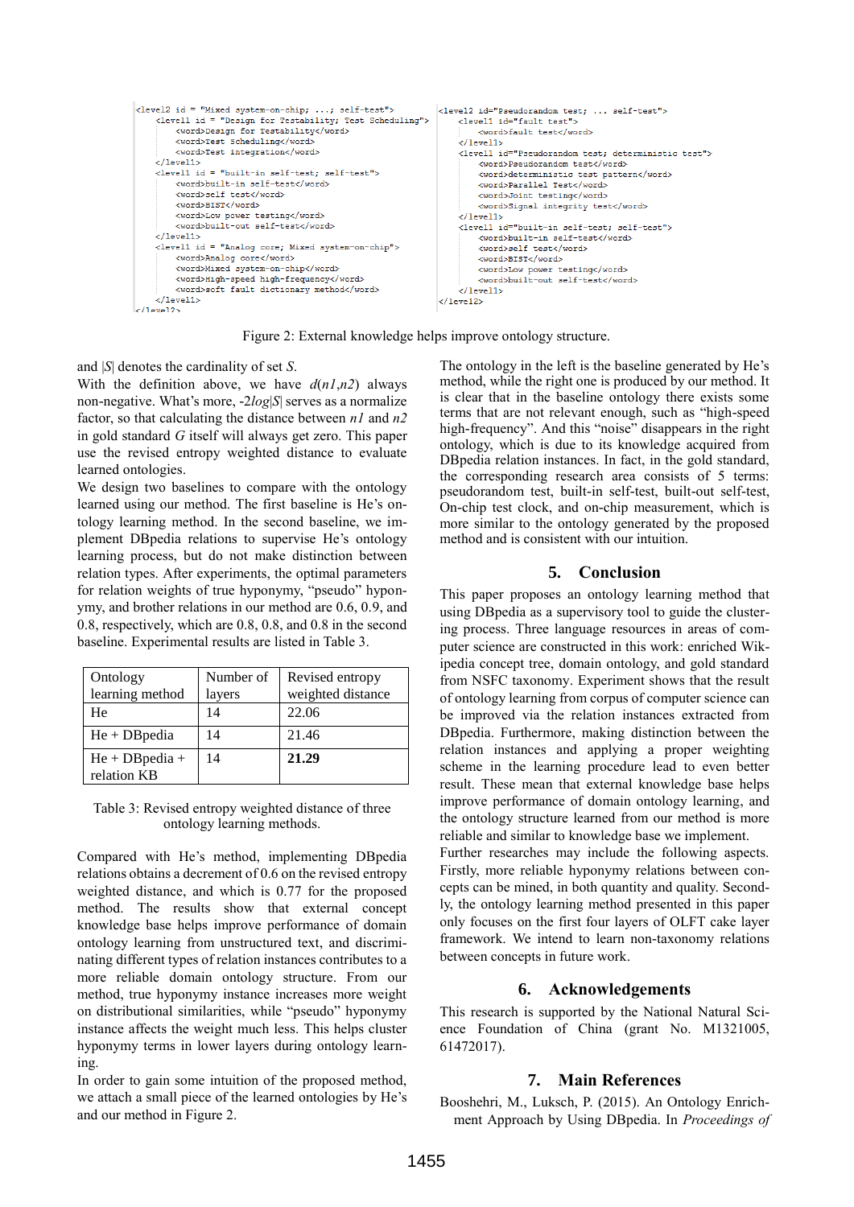```
<level2 id = "Mixed system-on-chip; ...; self-test">
    <level1 id = "Design for Testability; Test Scheduling">
        <word>Design for Testability</word>
        <word>Test Scheduling</word>
        <word>Test integration</word>
    </level1>
    <level1 id = "built-in self-test; self-test">
        <word>built-in self-test</word>
        <word>self test</word>
        <word>BIST</word>
        <word>Low power testing</word>
        <word>built-out self-test</word>
    </level1>
    <level1 id = "Analog core; Mixed system-on-chip">
        <word>Analog core</word>
        <word>Mixed system-on-chip</word>
        <word>High-speed high-frequency</word>
        <word>soft fault dictionary method</word>
    </level1>
</level2>
```

```
<level2 id="Pseudorandom test; ... self-test">
    <level1 id="fault test">
        <word>fault test</word>
    </level1>
    <level1 id="Pseudorandom test; deterministic test">
        <word>Pseudorandom test</word>
        <word>deterministic test pattern</word>
        <word>Parallel Test</word>
        <word>Joint testing</word>
        <word>Signal integrity test</word>
    </level1>
    <level1 id="built-in self-test; self-test">
        <word>built-in self-test</word>
        <word>self test</word>
        <word>BIST</word>
        <word>Low power testing</word>
        <word>built-out self-test</word>
    </level1>
</level2>
```

Figure 2: External knowledge helps improve ontology structure.

and $|S|$ denotes the cardinality of set $S$.

With the definition above, we have $d(n1,n2)$ always non-negative. What's more, $-2log|S|$ serves as a normalize factor, so that calculating the distance between $n1$ and $n2$ in gold standard $G$ itself will always get zero. This paper use the revised entropy weighted distance to evaluate learned ontologies.

We design two baselines to compare with the ontology learned using our method. The first baseline is He's ontology learning method. In the second baseline, we implement DBpedia relations to supervise He's ontology learning process, but do not make distinction between relation types. After experiments, the optimal parameters for relation weights of true hyponymy, "pseudo" hyponymy, and brother relations in our method are 0.6, 0.9, and 0.8, respectively, which are 0.8, 0.8, and 0.8 in the second baseline. Experimental results are listed in Table 3.

| Ontology learning method | Number of layers | Revised entropy weighted distance |
|---|---|---|
| He | 14 | 22.06 |
| He + DBpedia | 14 | 21.46 |
| He + DBpedia + relation KB | 14 | **21.29** |

Table 3: Revised entropy weighted distance of three ontology learning methods.

Compared with He's method, implementing DBpedia relations obtains a decrement of 0.6 on the revised entropy weighted distance, and which is 0.77 for the proposed method. The results show that external concept knowledge base helps improve performance of domain ontology learning from unstructured text, and discriminating different types of relation instances contributes to a more reliable domain ontology structure. From our method, true hyponymy instance increases more weight on distributional similarities, while "pseudo" hyponymy instance affects the weight much less. This helps cluster hyponymy terms in lower layers during ontology learning.

In order to gain some intuition of the proposed method, we attach a small piece of the learned ontologies by He's and our method in Figure 2.

The ontology in the left is the baseline generated by He's method, while the right one is produced by our method. It is clear that in the baseline ontology there exists some terms that are not relevant enough, such as "high-speed high-frequency". And this "noise" disappears in the right ontology, which is due to its knowledge acquired from DBpedia relation instances. In fact, in the gold standard, the corresponding research area consists of 5 terms: pseudorandom test, built-in self-test, built-out self-test, On-chip test clock, and on-chip measurement, which is more similar to the ontology generated by the proposed method and is consistent with our intuition.

## 5. Conclusion

This paper proposes an ontology learning method that using DBpedia as a supervisory tool to guide the clustering process. Three language resources in areas of computer science are constructed in this work: enriched Wikipedia concept tree, domain ontology, and gold standard from NSFC taxonomy. Experiment shows that the result of ontology learning from corpus of computer science can be improved via the relation instances extracted from DBpedia. Furthermore, making distinction between the relation instances and applying a proper weighting scheme in the learning procedure lead to even better result. These mean that external knowledge base helps improve performance of domain ontology learning, and the ontology structure learned from our method is more reliable and similar to knowledge base we implement.

Further researches may include the following aspects. Firstly, more reliable hyponymy relations between concepts can be mined, in both quantity and quality. Secondly, the ontology learning method presented in this paper only focuses on the first four layers of OLFT cake layer framework. We intend to learn non-taxonomy relations between concepts in future work.

## 6. Acknowledgements

This research is supported by the National Natural Science Foundation of China (grant No. M1321005, 61472017).

## 7. Main References

Booshehri, M., Luksch, P. (2015). An Ontology Enrichment Approach by Using DBpedia. In *Proceedings of*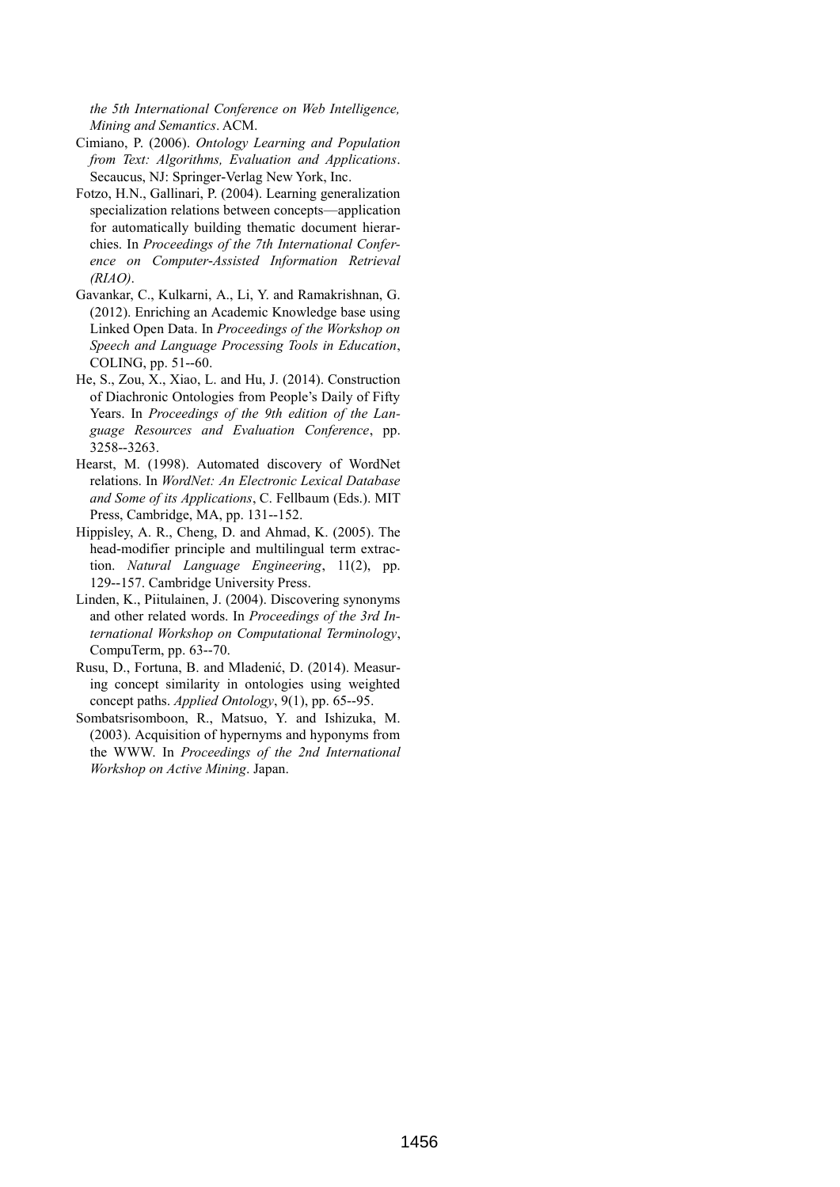*the 5th International Conference on Web Intelligence, Mining and Semantics*. ACM.

Cimiano, P. (2006). *Ontology Learning and Population from Text: Algorithms, Evaluation and Applications*. Secaucus, NJ: Springer-Verlag New York, Inc.

Fotzo, H.N., Gallinari, P. (2004). Learning generalization specialization relations between concepts—application for automatically building thematic document hierarchies. In *Proceedings of the 7th International Conference on Computer-Assisted Information Retrieval (RIAO)*.

Gavankar, C., Kulkarni, A., Li, Y. and Ramakrishnan, G. (2012). Enriching an Academic Knowledge base using Linked Open Data. In *Proceedings of the Workshop on Speech and Language Processing Tools in Education*, COLING, pp. 51--60.

He, S., Zou, X., Xiao, L. and Hu, J. (2014). Construction of Diachronic Ontologies from People's Daily of Fifty Years. In *Proceedings of the 9th edition of the Language Resources and Evaluation Conference*, pp. 3258--3263.

Hearst, M. (1998). Automated discovery of WordNet relations. In *WordNet: An Electronic Lexical Database and Some of its Applications*, C. Fellbaum (Eds.). MIT Press, Cambridge, MA, pp. 131--152.

Hippisley, A. R., Cheng, D. and Ahmad, K. (2005). The head-modifier principle and multilingual term extraction. *Natural Language Engineering*, 11(2), pp. 129--157. Cambridge University Press.

Linden, K., Piitulainen, J. (2004). Discovering synonyms and other related words. In *Proceedings of the 3rd International Workshop on Computational Terminology*, CompuTerm, pp. 63--70.

Rusu, D., Fortuna, B. and Mladenić, D. (2014). Measuring concept similarity in ontologies using weighted concept paths. *Applied Ontology*, 9(1), pp. 65--95.

Sombatsrisomboon, R., Matsuo, Y. and Ishizuka, M. (2003). Acquisition of hypernyms and hyponyms from the WWW. In *Proceedings of the 2nd International Workshop on Active Mining*. Japan.